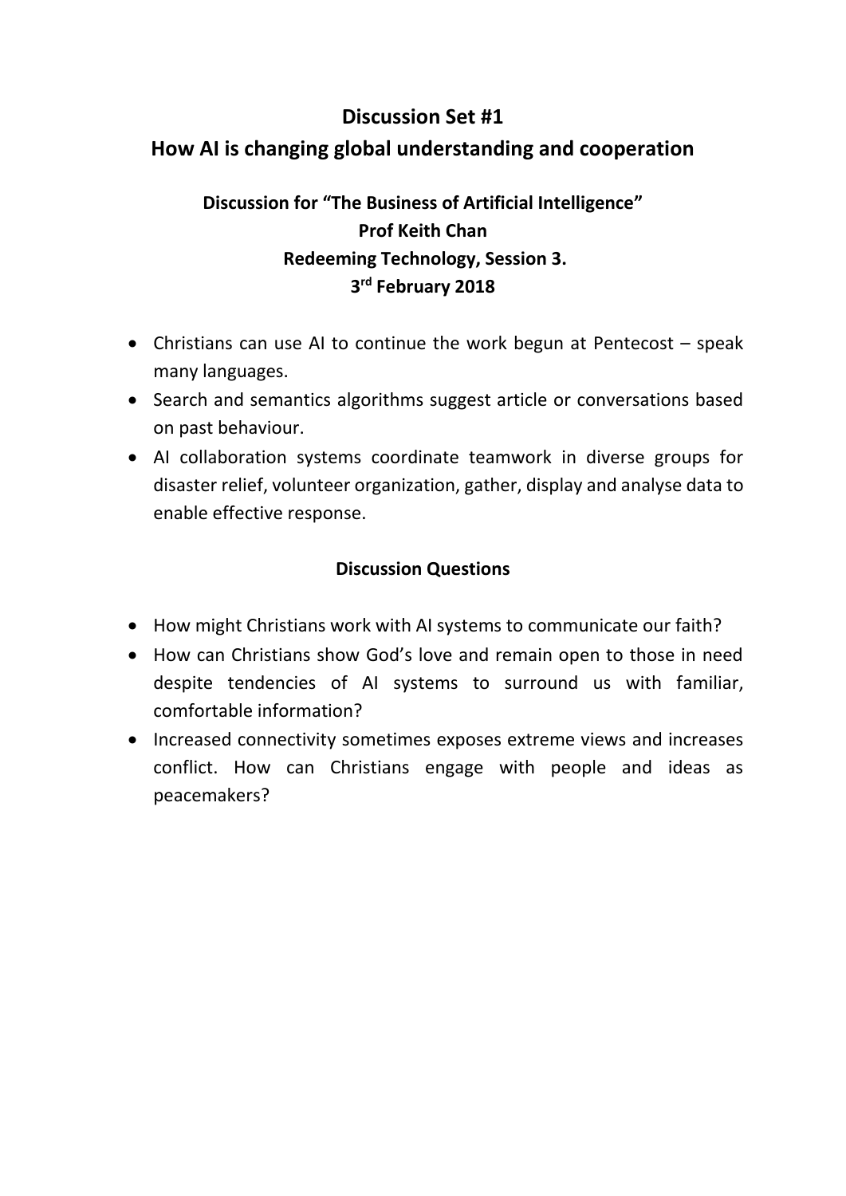# Discussion Set #1

## How AI is changing global understanding and cooperation

### Discussion for "The Business of Artificial Intelligence"
### Prof Keith Chan
### Redeeming Technology, Session 3.
### 3rd February 2018

- Christians can use AI to continue the work begun at Pentecost – speak many languages.
- Search and semantics algorithms suggest article or conversations based on past behaviour.
- AI collaboration systems coordinate teamwork in diverse groups for disaster relief, volunteer organization, gather, display and analyse data to enable effective response.

### Discussion Questions

- How might Christians work with AI systems to communicate our faith?
- How can Christians show God's love and remain open to those in need despite tendencies of AI systems to surround us with familiar, comfortable information?
- Increased connectivity sometimes exposes extreme views and increases conflict. How can Christians engage with people and ideas as peacemakers?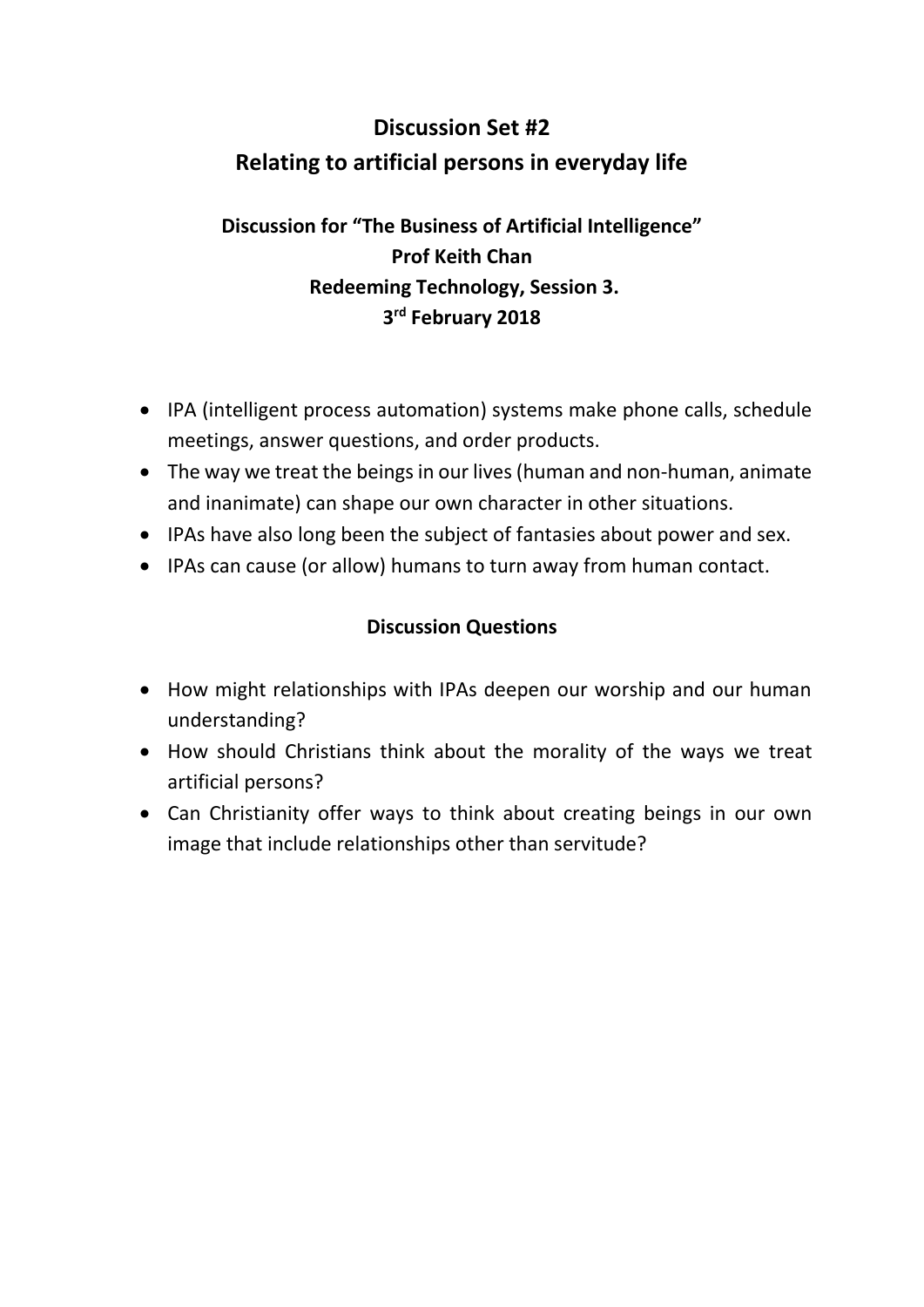# Discussion Set #2
# Relating to artificial persons in everyday life

### Discussion for "The Business of Artificial Intelligence"
### Prof Keith Chan
### Redeeming Technology, Session 3.
### 3rd February 2018

- IPA (intelligent process automation) systems make phone calls, schedule meetings, answer questions, and order products.
- The way we treat the beings in our lives (human and non-human, animate and inanimate) can shape our own character in other situations.
- IPAs have also long been the subject of fantasies about power and sex.
- IPAs can cause (or allow) humans to turn away from human contact.

### Discussion Questions

- How might relationships with IPAs deepen our worship and our human understanding?
- How should Christians think about the morality of the ways we treat artificial persons?
- Can Christianity offer ways to think about creating beings in our own image that include relationships other than servitude?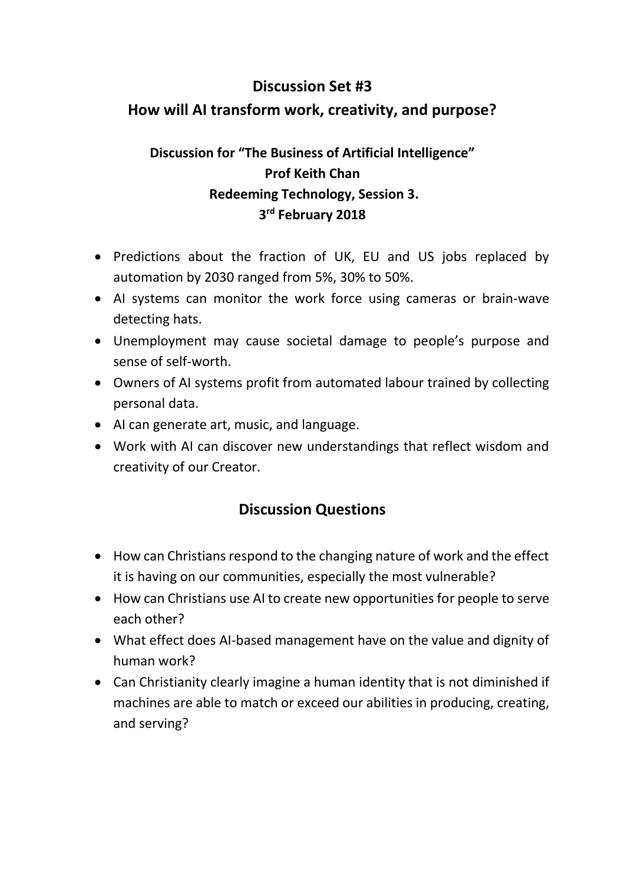## Discussion Set #3

## How will AI transform work, creativity, and purpose?

### Discussion for "The Business of Artificial Intelligence"

### Prof Keith Chan

### Redeeming Technology, Session 3.

### 3rd February 2018

- Predictions about the fraction of UK, EU and US jobs replaced by automation by 2030 ranged from 5%, 30% to 50%.
- AI systems can monitor the work force using cameras or brain-wave detecting hats.
- Unemployment may cause societal damage to people's purpose and sense of self-worth.
- Owners of AI systems profit from automated labour trained by collecting personal data.
- AI can generate art, music, and language.
- Work with AI can discover new understandings that reflect wisdom and creativity of our Creator.

## Discussion Questions

- How can Christians respond to the changing nature of work and the effect it is having on our communities, especially the most vulnerable?
- How can Christians use AI to create new opportunities for people to serve each other?
- What effect does AI-based management have on the value and dignity of human work?
- Can Christianity clearly imagine a human identity that is not diminished if machines are able to match or exceed our abilities in producing, creating, and serving?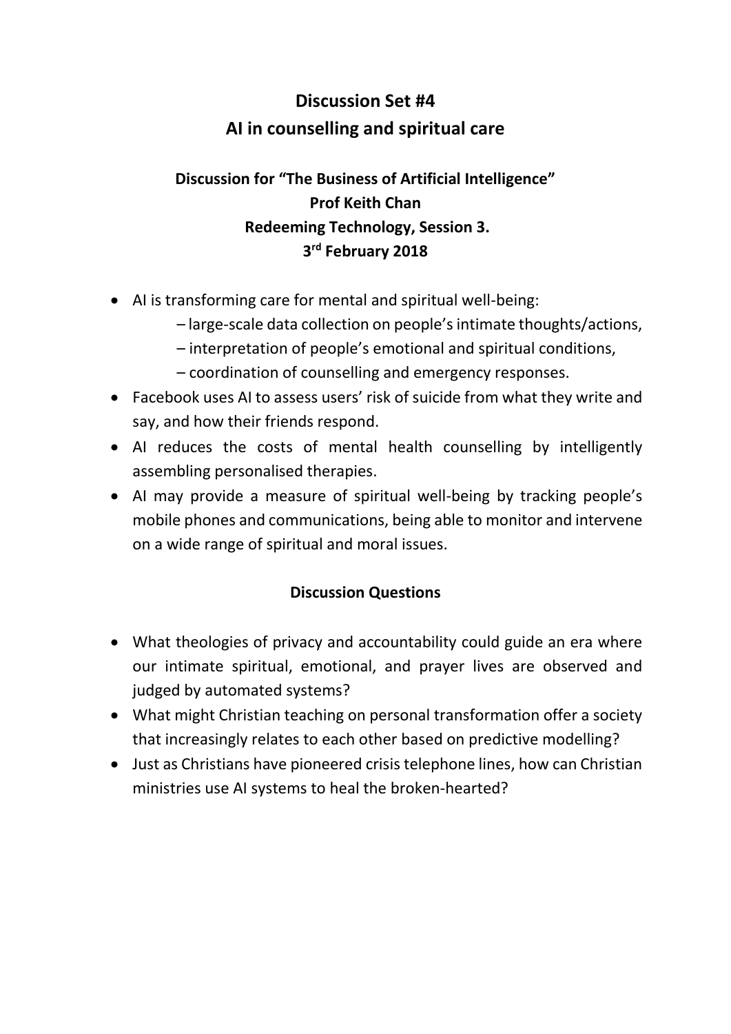# Discussion Set #4
# AI in counselling and spiritual care

**Discussion for "The Business of Artificial Intelligence"**
**Prof Keith Chan**
**Redeeming Technology, Session 3.**
**3rd February 2018**

- AI is transforming care for mental and spiritual well-being:
  - – large-scale data collection on people's intimate thoughts/actions,
  - – interpretation of people's emotional and spiritual conditions,
  - – coordination of counselling and emergency responses.
- Facebook uses AI to assess users' risk of suicide from what they write and say, and how their friends respond.
- AI reduces the costs of mental health counselling by intelligently assembling personalised therapies.
- AI may provide a measure of spiritual well-being by tracking people's mobile phones and communications, being able to monitor and intervene on a wide range of spiritual and moral issues.

## Discussion Questions

- What theologies of privacy and accountability could guide an era where our intimate spiritual, emotional, and prayer lives are observed and judged by automated systems?
- What might Christian teaching on personal transformation offer a society that increasingly relates to each other based on predictive modelling?
- Just as Christians have pioneered crisis telephone lines, how can Christian ministries use AI systems to heal the broken-hearted?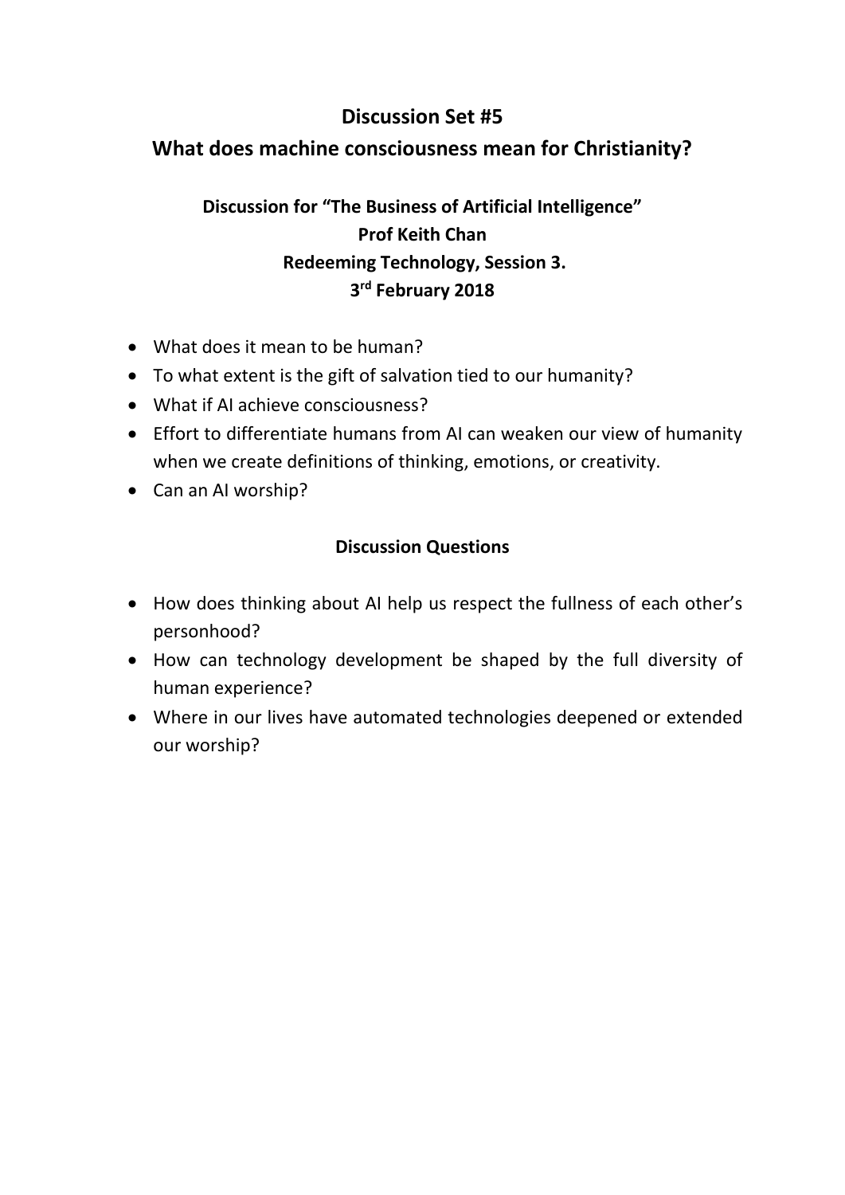# Discussion Set #5

# What does machine consciousness mean for Christianity?

## Discussion for "The Business of Artificial Intelligence"
## Prof Keith Chan
## Redeeming Technology, Session 3.
## 3rd February 2018

- What does it mean to be human?
- To what extent is the gift of salvation tied to our humanity?
- What if AI achieve consciousness?
- Effort to differentiate humans from AI can weaken our view of humanity when we create definitions of thinking, emotions, or creativity.
- Can an AI worship?

## Discussion Questions

- How does thinking about AI help us respect the fullness of each other's personhood?
- How can technology development be shaped by the full diversity of human experience?
- Where in our lives have automated technologies deepened or extended our worship?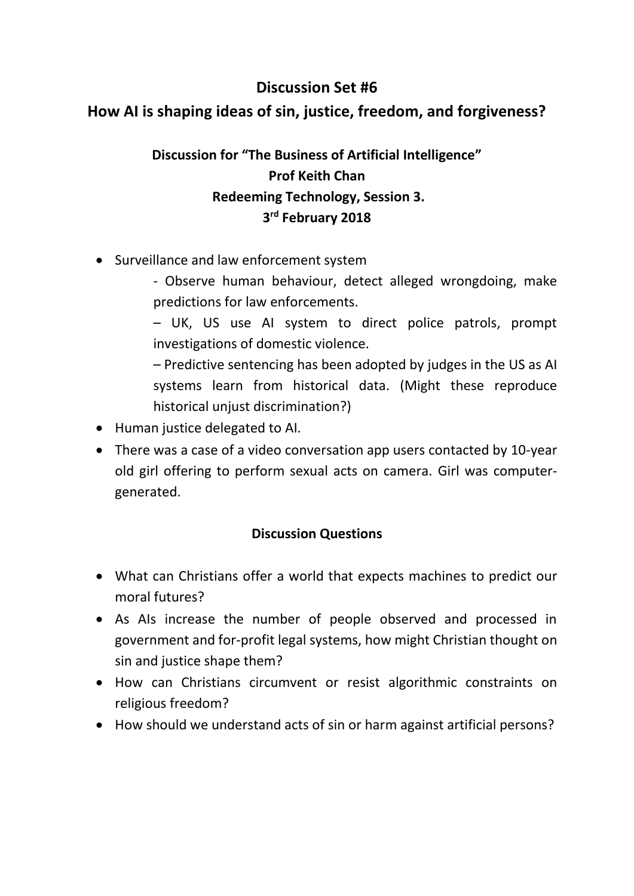## Discussion Set #6

## How AI is shaping ideas of sin, justice, freedom, and forgiveness?

**Discussion for "The Business of Artificial Intelligence"**
**Prof Keith Chan**
**Redeeming Technology, Session 3.**
**3rd February 2018**

- Surveillance and law enforcement system
  - Observe human behaviour, detect alleged wrongdoing, make predictions for law enforcements.
  - UK, US use AI system to direct police patrols, prompt investigations of domestic violence.
  - Predictive sentencing has been adopted by judges in the US as AI systems learn from historical data. (Might these reproduce historical unjust discrimination?)
- Human justice delegated to AI.
- There was a case of a video conversation app users contacted by 10-year old girl offering to perform sexual acts on camera. Girl was computer-generated.

### Discussion Questions

- What can Christians offer a world that expects machines to predict our moral futures?
- As AIs increase the number of people observed and processed in government and for-profit legal systems, how might Christian thought on sin and justice shape them?
- How can Christians circumvent or resist algorithmic constraints on religious freedom?
- How should we understand acts of sin or harm against artificial persons?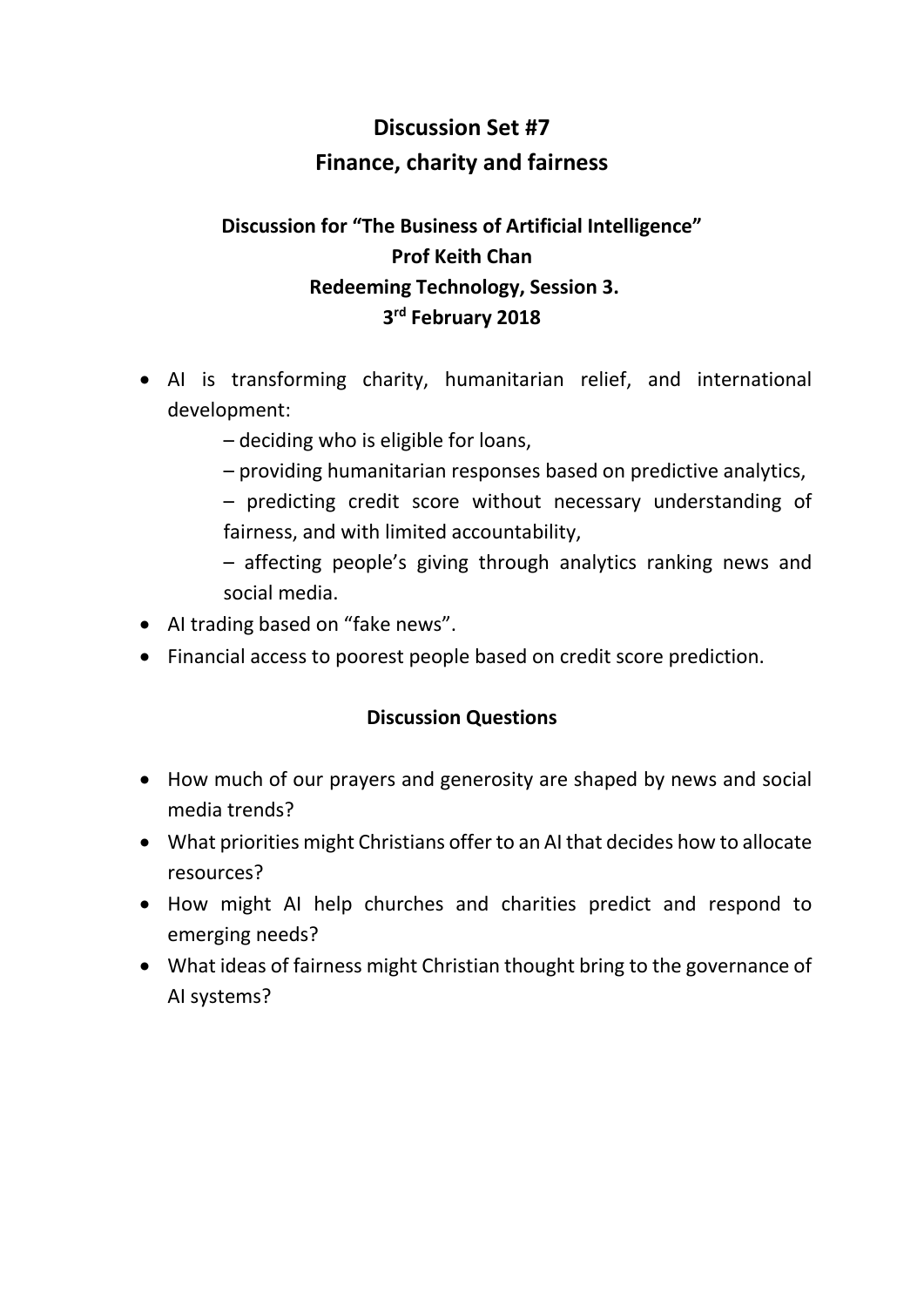# Discussion Set #7
# Finance, charity and fairness

### Discussion for "The Business of Artificial Intelligence"
### Prof Keith Chan
### Redeeming Technology, Session 3.
### 3rd February 2018

- AI is transforming charity, humanitarian relief, and international development:
  - – deciding who is eligible for loans,
  - – providing humanitarian responses based on predictive analytics,
  - – predicting credit score without necessary understanding of fairness, and with limited accountability,
  - – affecting people's giving through analytics ranking news and social media.
- AI trading based on "fake news".
- Financial access to poorest people based on credit score prediction.

### Discussion Questions

- How much of our prayers and generosity are shaped by news and social media trends?
- What priorities might Christians offer to an AI that decides how to allocate resources?
- How might AI help churches and charities predict and respond to emerging needs?
- What ideas of fairness might Christian thought bring to the governance of AI systems?